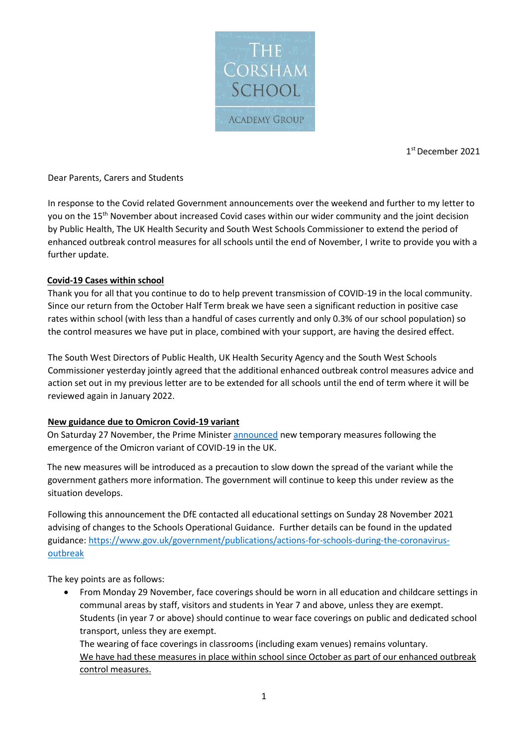THE CORSHAM SCHOOL

ACADEMY GROUP

1st December 2021

Dear Parents, Carers and Students

In response to the Covid related Government announcements over the weekend and further to my letter to you on the 15th November about increased Covid cases within our wider community and the joint decision by Public Health, The UK Health Security and South West Schools Commissioner to extend the period of enhanced outbreak control measures for all schools until the end of November, I write to provide you with a further update.

**Covid-19 Cases within school**

Thank you for all that you continue to do to help prevent transmission of COVID-19 in the local community. Since our return from the October Half Term break we have seen a significant reduction in positive case rates within school (with less than a handful of cases currently and only 0.3% of our school population) so the control measures we have put in place, combined with your support, are having the desired effect.

The South West Directors of Public Health, UK Health Security Agency and the South West Schools Commissioner yesterday jointly agreed that the additional enhanced outbreak control measures advice and action set out in my previous letter are to be extended for all schools until the end of term where it will be reviewed again in January 2022.

**New guidance due to Omicron Covid-19 variant**

On Saturday 27 November, the Prime Minister [announced](#) new temporary measures following the emergence of the Omicron variant of COVID-19 in the UK.

The new measures will be introduced as a precaution to slow down the spread of the variant while the government gathers more information. The government will continue to keep this under review as the situation develops.

Following this announcement the DfE contacted all educational settings on Sunday 28 November 2021 advising of changes to the Schools Operational Guidance. Further details can be found in the updated guidance: [https://www.gov.uk/government/publications/actions-for-schools-during-the-coronavirus-outbreak](https://www.gov.uk/government/publications/actions-for-schools-during-the-coronavirus-outbreak)

The key points are as follows:

- From Monday 29 November, face coverings should be worn in all education and childcare settings in communal areas by staff, visitors and students in Year 7 and above, unless they are exempt. Students (in year 7 or above) should continue to wear face coverings on public and dedicated school transport, unless they are exempt.
  The wearing of face coverings in classrooms (including exam venues) remains voluntary.
  We have had these measures in place within school since October as part of our enhanced outbreak control measures.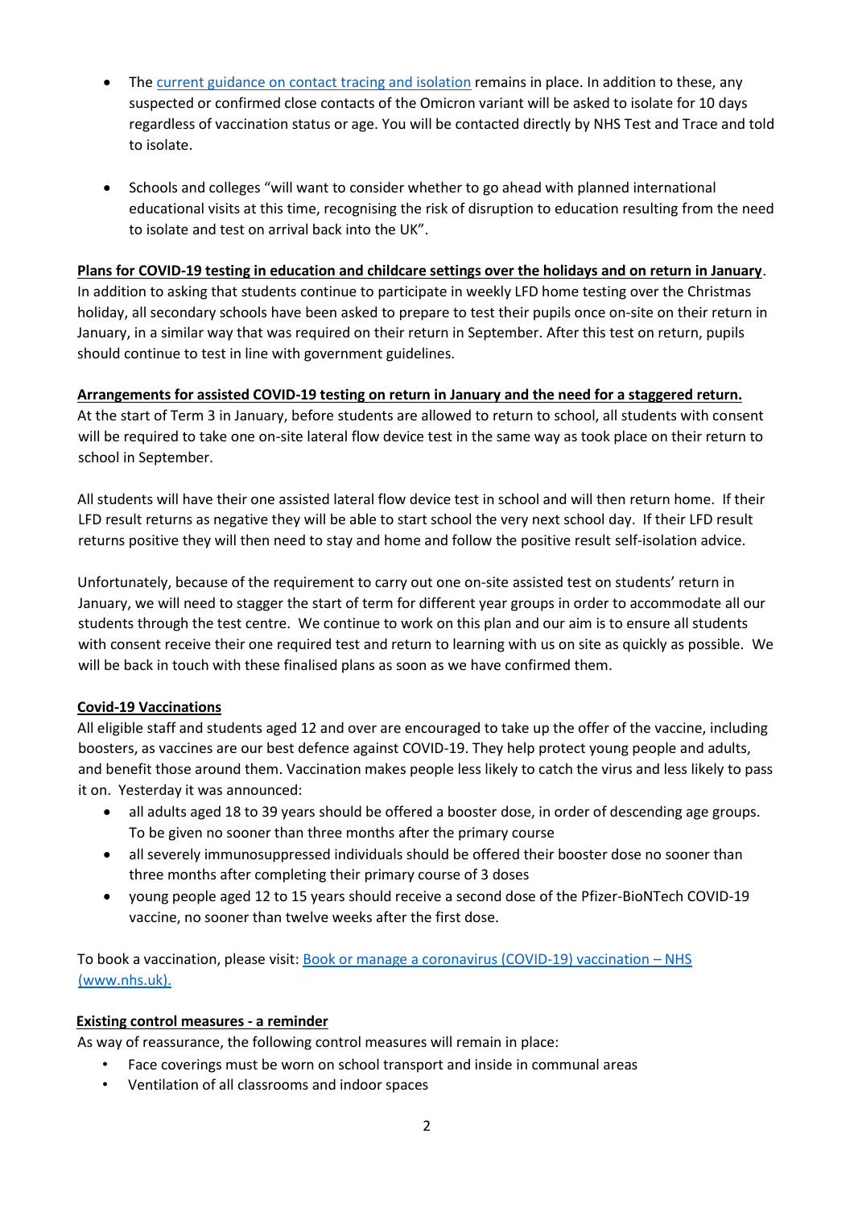- The [current guidance on contact tracing and isolation]() remains in place. In addition to these, any suspected or confirmed close contacts of the Omicron variant will be asked to isolate for 10 days regardless of vaccination status or age. You will be contacted directly by NHS Test and Trace and told to isolate.

- Schools and colleges "will want to consider whether to go ahead with planned international educational visits at this time, recognising the risk of disruption to education resulting from the need to isolate and test on arrival back into the UK".

**Plans for COVID-19 testing in education and childcare settings over the holidays and on return in January**.
In addition to asking that students continue to participate in weekly LFD home testing over the Christmas holiday, all secondary schools have been asked to prepare to test their pupils once on-site on their return in January, in a similar way that was required on their return in September. After this test on return, pupils should continue to test in line with government guidelines.

**Arrangements for assisted COVID-19 testing on return in January and the need for a staggered return.**
At the start of Term 3 in January, before students are allowed to return to school, all students with consent will be required to take one on-site lateral flow device test in the same way as took place on their return to school in September.

All students will have their one assisted lateral flow device test in school and will then return home. If their LFD result returns as negative they will be able to start school the very next school day. If their LFD result returns positive they will then need to stay and home and follow the positive result self-isolation advice.

Unfortunately, because of the requirement to carry out one on-site assisted test on students' return in January, we will need to stagger the start of term for different year groups in order to accommodate all our students through the test centre. We continue to work on this plan and our aim is to ensure all students with consent receive their one required test and return to learning with us on site as quickly as possible. We will be back in touch with these finalised plans as soon as we have confirmed them.

**Covid-19 Vaccinations**
All eligible staff and students aged 12 and over are encouraged to take up the offer of the vaccine, including boosters, as vaccines are our best defence against COVID-19. They help protect young people and adults, and benefit those around them. Vaccination makes people less likely to catch the virus and less likely to pass it on. Yesterday it was announced:

- all adults aged 18 to 39 years should be offered a booster dose, in order of descending age groups. To be given no sooner than three months after the primary course
- all severely immunosuppressed individuals should be offered their booster dose no sooner than three months after completing their primary course of 3 doses
- young people aged 12 to 15 years should receive a second dose of the Pfizer-BioNTech COVID-19 vaccine, no sooner than twelve weeks after the first dose.

To book a vaccination, please visit: [Book or manage a coronavirus (COVID-19) vaccination – NHS (www.nhs.uk).]()

**Existing control measures - a reminder**
As way of reassurance, the following control measures will remain in place:

- Face coverings must be worn on school transport and inside in communal areas
- Ventilation of all classrooms and indoor spaces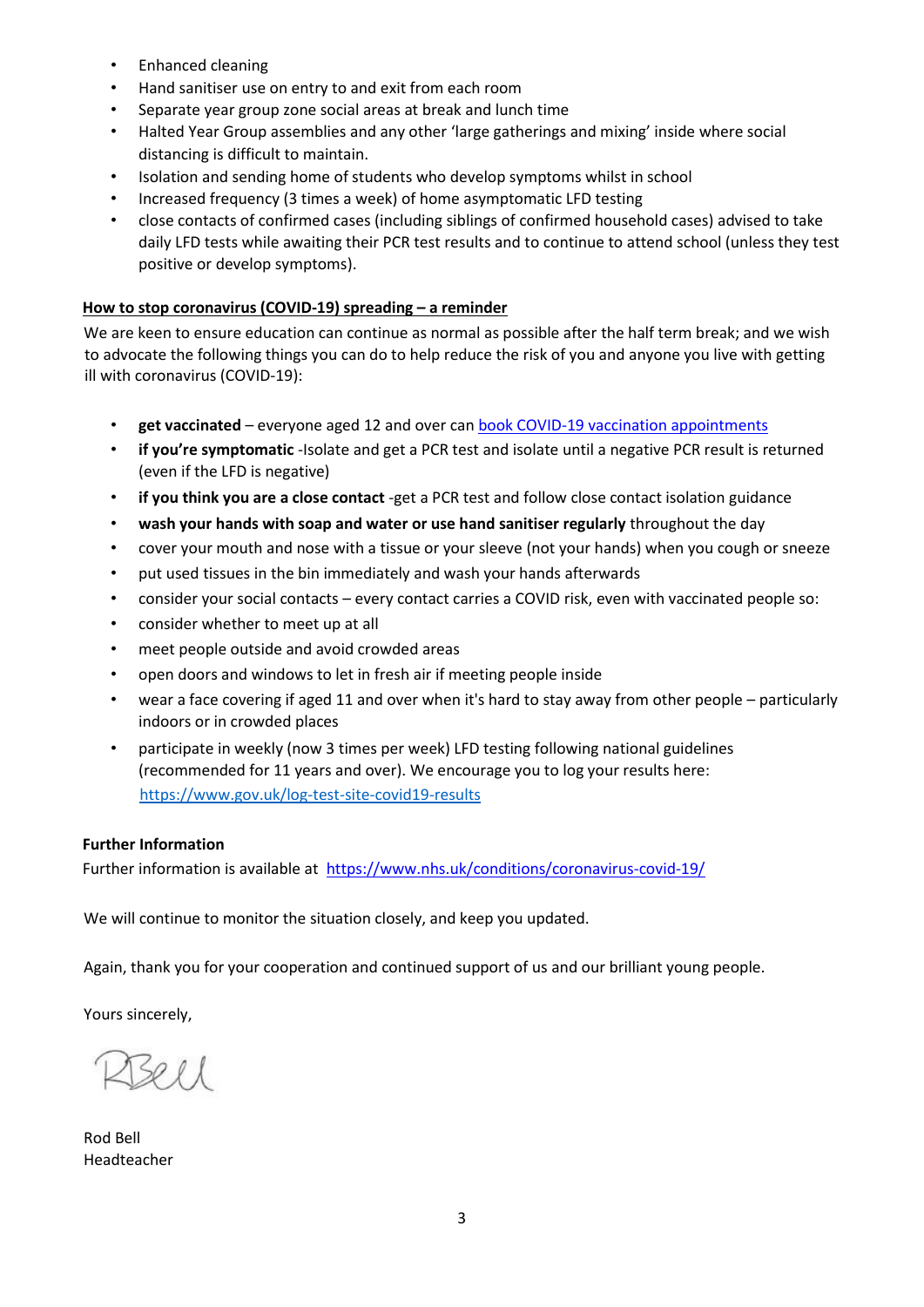- Enhanced cleaning
- Hand sanitiser use on entry to and exit from each room
- Separate year group zone social areas at break and lunch time
- Halted Year Group assemblies and any other 'large gatherings and mixing' inside where social distancing is difficult to maintain.
- Isolation and sending home of students who develop symptoms whilst in school
- Increased frequency (3 times a week) of home asymptomatic LFD testing
- close contacts of confirmed cases (including siblings of confirmed household cases) advised to take daily LFD tests while awaiting their PCR test results and to continue to attend school (unless they test positive or develop symptoms).

**How to stop coronavirus (COVID-19) spreading – a reminder**

We are keen to ensure education can continue as normal as possible after the half term break; and we wish to advocate the following things you can do to help reduce the risk of you and anyone you live with getting ill with coronavirus (COVID-19):

- **get vaccinated** – everyone aged 12 and over can book COVID-19 vaccination appointments
- **if you're symptomatic** -Isolate and get a PCR test and isolate until a negative PCR result is returned (even if the LFD is negative)
- **if you think you are a close contact** -get a PCR test and follow close contact isolation guidance
- **wash your hands with soap and water or use hand sanitiser regularly** throughout the day
- cover your mouth and nose with a tissue or your sleeve (not your hands) when you cough or sneeze
- put used tissues in the bin immediately and wash your hands afterwards
- consider your social contacts – every contact carries a COVID risk, even with vaccinated people so:
- consider whether to meet up at all
- meet people outside and avoid crowded areas
- open doors and windows to let in fresh air if meeting people inside
- wear a face covering if aged 11 and over when it's hard to stay away from other people – particularly indoors or in crowded places
- participate in weekly (now 3 times per week) LFD testing following national guidelines (recommended for 11 years and over). We encourage you to log your results here: https://www.gov.uk/log-test-site-covid19-results

**Further Information**

Further information is available at https://www.nhs.uk/conditions/coronavirus-covid-19/

We will continue to monitor the situation closely, and keep you updated.

Again, thank you for your cooperation and continued support of us and our brilliant young people.

Yours sincerely,

RBell

Rod Bell
Headteacher